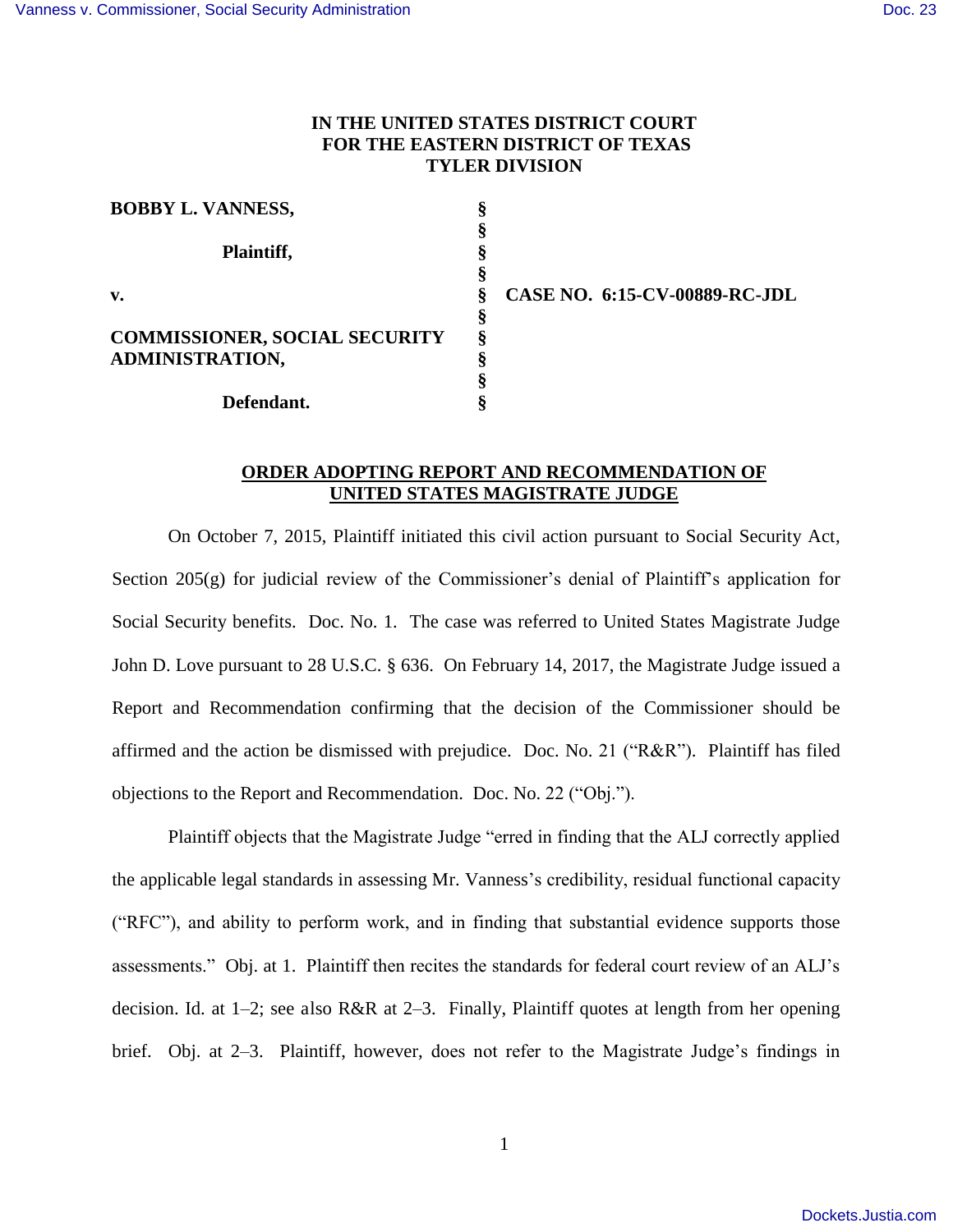**IN THE UNITED STATES DISTRICT COURT**
**FOR THE EASTERN DISTRICT OF TEXAS**
**TYLER DIVISION**

| | | |
|---|---|---|
| **BOBBY L. VANNESS,** | § | |
| | § | |
| **Plaintiff,** | § | |
| | § | |
| **v.** | § | **CASE NO. 6:15-CV-00889-RC-JDL** |
| | § | |
| **COMMISSIONER, SOCIAL SECURITY ADMINISTRATION,** | § | |
| | § | |
| **Defendant.** | § | |

**ORDER ADOPTING REPORT AND RECOMMENDATION OF UNITED STATES MAGISTRATE JUDGE**

On October 7, 2015, Plaintiff initiated this civil action pursuant to Social Security Act, Section 205(g) for judicial review of the Commissioner's denial of Plaintiff's application for Social Security benefits. Doc. No. 1. The case was referred to United States Magistrate Judge John D. Love pursuant to 28 U.S.C. § 636. On February 14, 2017, the Magistrate Judge issued a Report and Recommendation confirming that the decision of the Commissioner should be affirmed and the action be dismissed with prejudice. Doc. No. 21 ("R&R"). Plaintiff has filed objections to the Report and Recommendation. Doc. No. 22 ("Obj.").

Plaintiff objects that the Magistrate Judge "erred in finding that the ALJ correctly applied the applicable legal standards in assessing Mr. Vanness's credibility, residual functional capacity ("RFC"), and ability to perform work, and in finding that substantial evidence supports those assessments." Obj. at 1. Plaintiff then recites the standards for federal court review of an ALJ's decision. Id. at 1–2; see also R&R at 2–3. Finally, Plaintiff quotes at length from her opening brief. Obj. at 2–3. Plaintiff, however, does not refer to the Magistrate Judge's findings in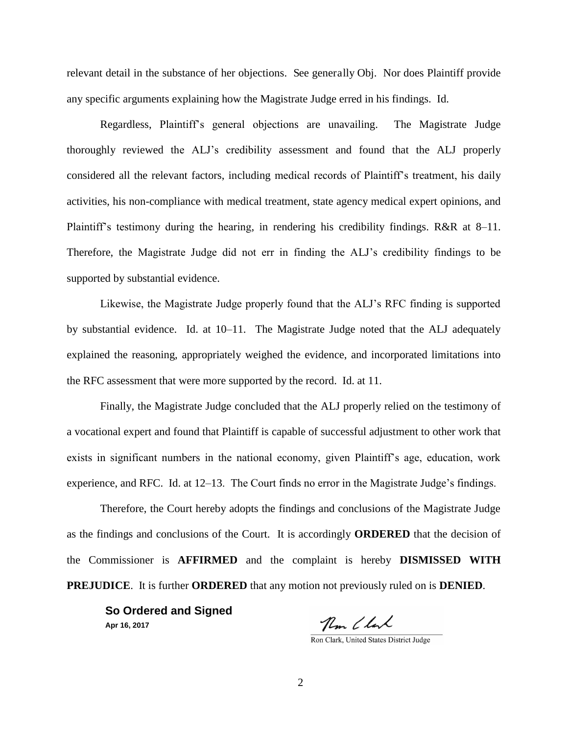relevant detail in the substance of her objections. See generally Obj. Nor does Plaintiff provide any specific arguments explaining how the Magistrate Judge erred in his findings. Id.

Regardless, Plaintiff's general objections are unavailing. The Magistrate Judge thoroughly reviewed the ALJ's credibility assessment and found that the ALJ properly considered all the relevant factors, including medical records of Plaintiff's treatment, his daily activities, his non-compliance with medical treatment, state agency medical expert opinions, and Plaintiff's testimony during the hearing, in rendering his credibility findings. R&R at 8–11. Therefore, the Magistrate Judge did not err in finding the ALJ's credibility findings to be supported by substantial evidence.

Likewise, the Magistrate Judge properly found that the ALJ's RFC finding is supported by substantial evidence. Id. at 10–11. The Magistrate Judge noted that the ALJ adequately explained the reasoning, appropriately weighed the evidence, and incorporated limitations into the RFC assessment that were more supported by the record. Id. at 11.

Finally, the Magistrate Judge concluded that the ALJ properly relied on the testimony of a vocational expert and found that Plaintiff is capable of successful adjustment to other work that exists in significant numbers in the national economy, given Plaintiff's age, education, work experience, and RFC. Id. at 12–13. The Court finds no error in the Magistrate Judge's findings.

Therefore, the Court hereby adopts the findings and conclusions of the Magistrate Judge as the findings and conclusions of the Court. It is accordingly **ORDERED** that the decision of the Commissioner is **AFFIRMED** and the complaint is hereby **DISMISSED WITH PREJUDICE**. It is further **ORDERED** that any motion not previously ruled on is **DENIED**.

**So Ordered and Signed**

**Apr 16, 2017**

Ron Clark, United States District Judge